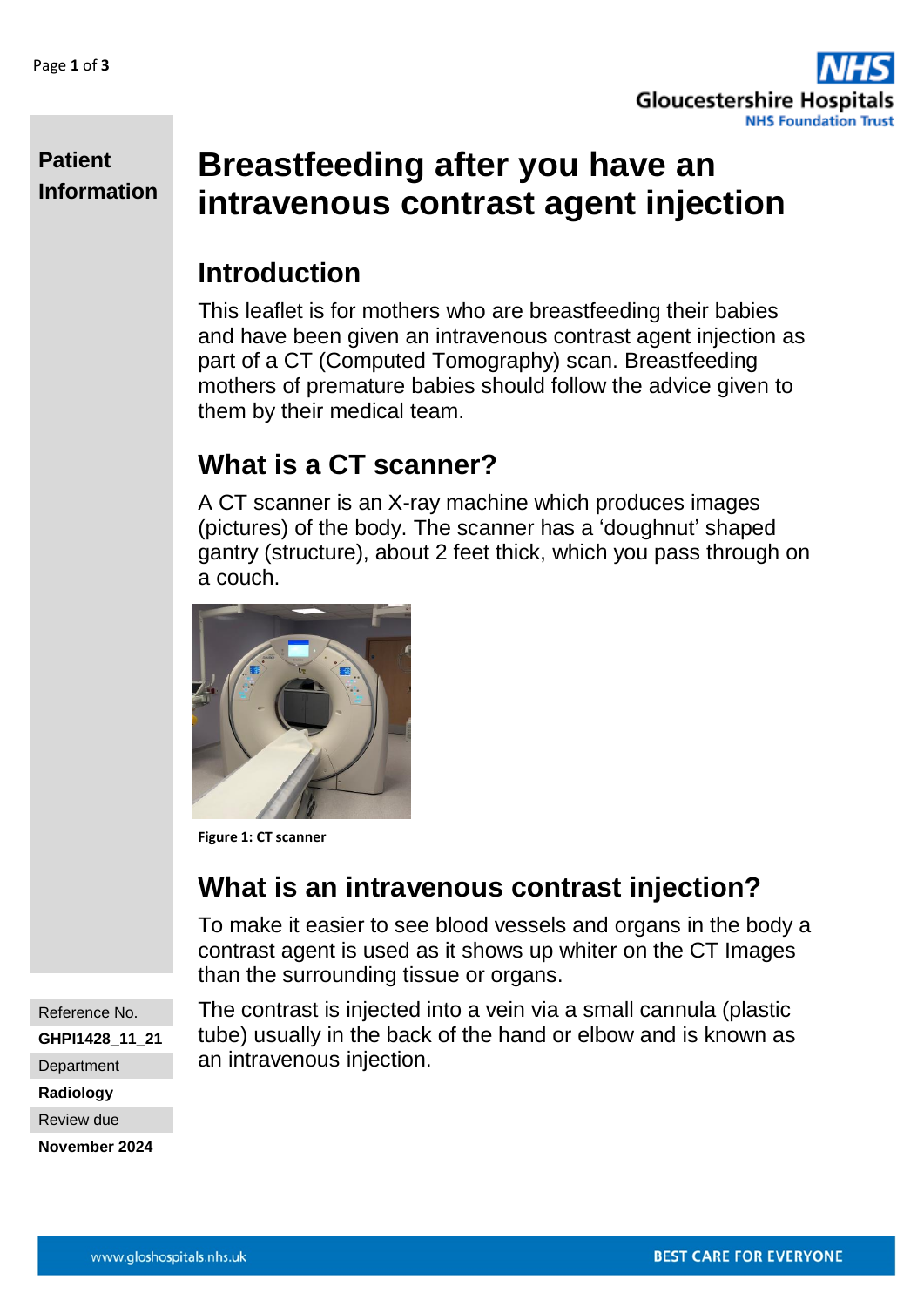Patient Information

# Breastfeeding after you have an intravenous contrast agent injection

## Introduction

This leaflet is for mothers who are breastfeeding their babies and have been given an intravenous contrast agent injection as part of a CT (Computed Tomography) scan. Breastfeeding mothers of premature babies should follow the advice given to them by their medical team.

## What is a CT scanner?

A CT scanner is an X-ray machine which produces images (pictures) of the body. The scanner has a 'doughnut' shaped gantry (structure), about 2 feet thick, which you pass through on a couch.

**Figure 1: CT scanner**

## What is an intravenous contrast injection?

To make it easier to see blood vessels and organs in the body a contrast agent is used as it shows up whiter on the CT Images than the surrounding tissue or organs.

The contrast is injected into a vein via a small cannula (plastic tube) usually in the back of the hand or elbow and is known as an intravenous injection.

Reference No.
**GHPI1428_11_21**
Department
**Radiology**
Review due
**November 2024**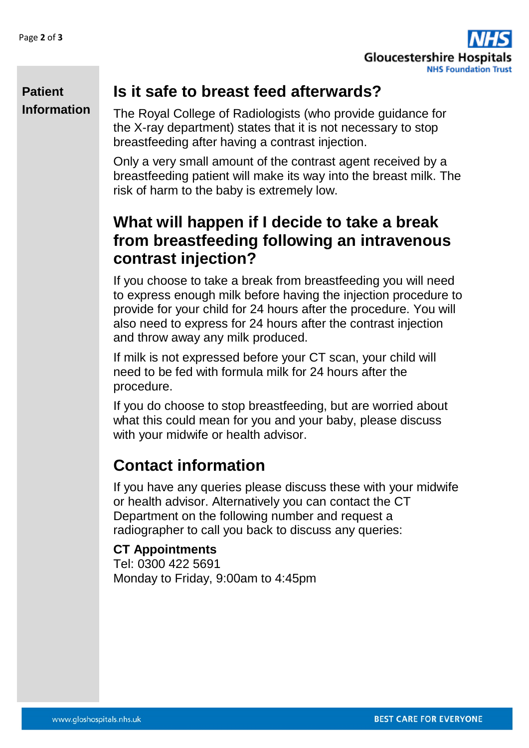## Is it safe to breast feed afterwards?

The Royal College of Radiologists (who provide guidance for the X-ray department) states that it is not necessary to stop breastfeeding after having a contrast injection.

Only a very small amount of the contrast agent received by a breastfeeding patient will make its way into the breast milk. The risk of harm to the baby is extremely low.

## What will happen if I decide to take a break from breastfeeding following an intravenous contrast injection?

If you choose to take a break from breastfeeding you will need to express enough milk before having the injection procedure to provide for your child for 24 hours after the procedure. You will also need to express for 24 hours after the contrast injection and throw away any milk produced.

If milk is not expressed before your CT scan, your child will need to be fed with formula milk for 24 hours after the procedure.

If you do choose to stop breastfeeding, but are worried about what this could mean for you and your baby, please discuss with your midwife or health advisor.

## Contact information

If you have any queries please discuss these with your midwife or health advisor. Alternatively you can contact the CT Department on the following number and request a radiographer to call you back to discuss any queries:

**CT Appointments**
Tel: 0300 422 5691
Monday to Friday, 9:00am to 4:45pm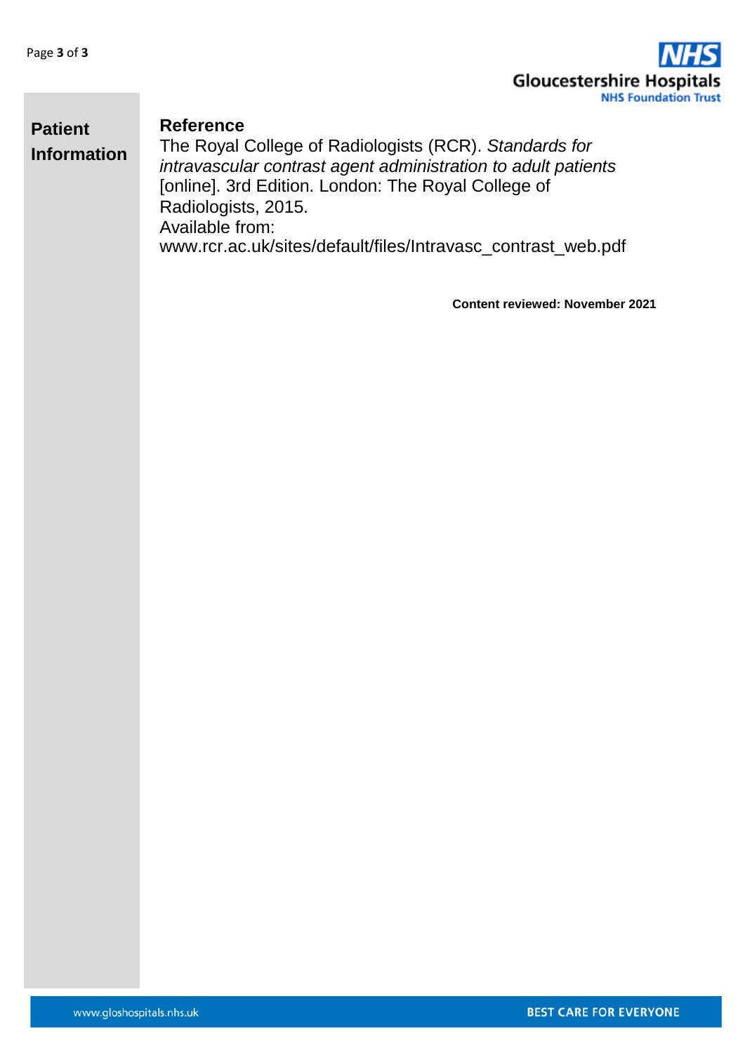## Reference

The Royal College of Radiologists (RCR). *Standards for intravascular contrast agent administration to adult patients* [online]. 3rd Edition. London: The Royal College of Radiologists, 2015.
Available from:
www.rcr.ac.uk/sites/default/files/Intravasc_contrast_web.pdf

**Content reviewed: November 2021**